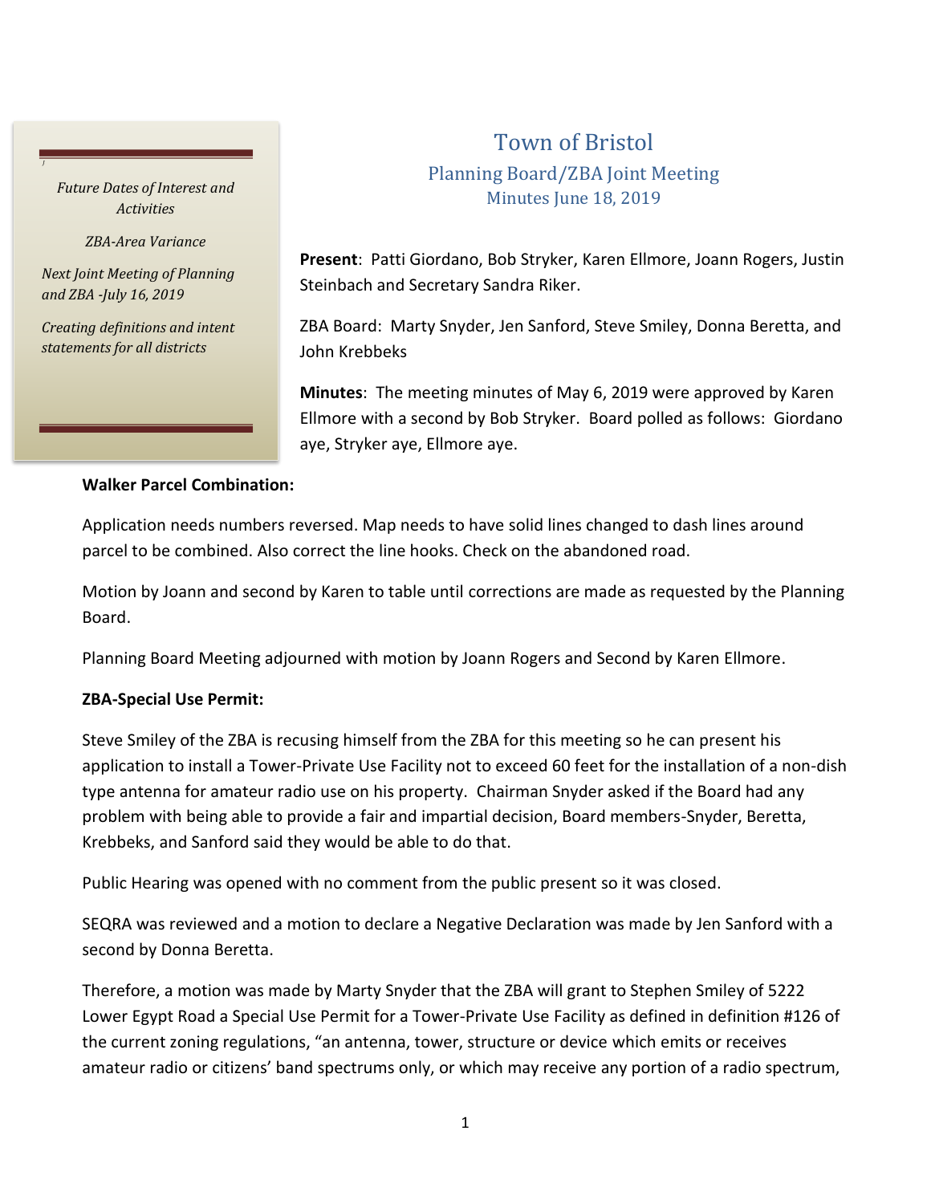# Town of Bristol

## Planning Board/ZBA Joint Meeting

### Minutes June 18, 2019

*Future Dates of Interest and Activities*

*ZBA-Area Variance*

*Next Joint Meeting of Planning and ZBA -July 16, 2019*

*Creating definitions and intent statements for all districts*

**Present**: Patti Giordano, Bob Stryker, Karen Ellmore, Joann Rogers, Justin Steinbach and Secretary Sandra Riker.

ZBA Board: Marty Snyder, Jen Sanford, Steve Smiley, Donna Beretta, and John Krebbeks

**Minutes**: The meeting minutes of May 6, 2019 were approved by Karen Ellmore with a second by Bob Stryker. Board polled as follows: Giordano aye, Stryker aye, Ellmore aye.

**Walker Parcel Combination:**

Application needs numbers reversed. Map needs to have solid lines changed to dash lines around parcel to be combined. Also correct the line hooks. Check on the abandoned road.

Motion by Joann and second by Karen to table until corrections are made as requested by the Planning Board.

Planning Board Meeting adjourned with motion by Joann Rogers and Second by Karen Ellmore.

**ZBA-Special Use Permit:**

Steve Smiley of the ZBA is recusing himself from the ZBA for this meeting so he can present his application to install a Tower-Private Use Facility not to exceed 60 feet for the installation of a non-dish type antenna for amateur radio use on his property. Chairman Snyder asked if the Board had any problem with being able to provide a fair and impartial decision, Board members-Snyder, Beretta, Krebbeks, and Sanford said they would be able to do that.

Public Hearing was opened with no comment from the public present so it was closed.

SEQRA was reviewed and a motion to declare a Negative Declaration was made by Jen Sanford with a second by Donna Beretta.

Therefore, a motion was made by Marty Snyder that the ZBA will grant to Stephen Smiley of 5222 Lower Egypt Road a Special Use Permit for a Tower-Private Use Facility as defined in definition #126 of the current zoning regulations, "an antenna, tower, structure or device which emits or receives amateur radio or citizens' band spectrums only, or which may receive any portion of a radio spectrum,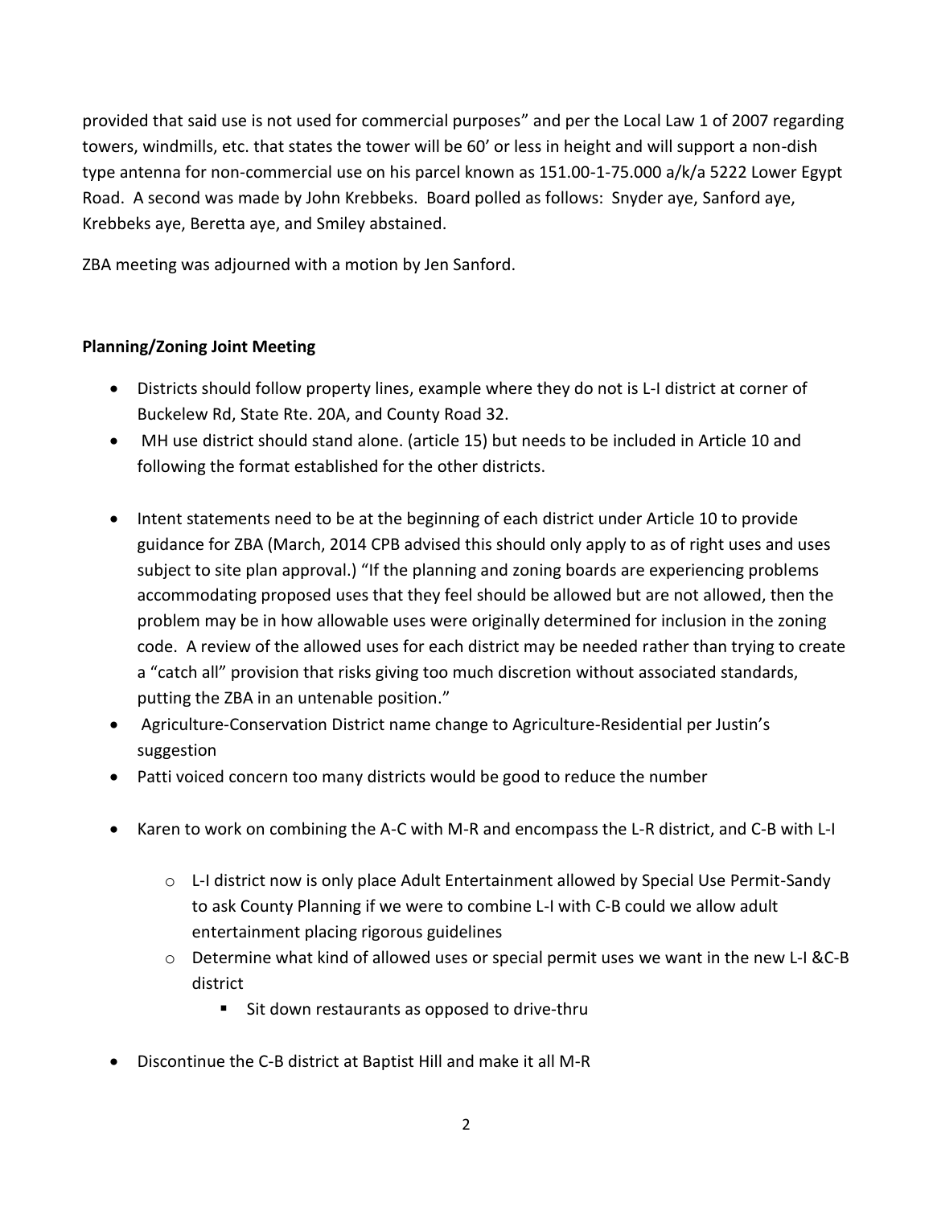provided that said use is not used for commercial purposes" and per the Local Law 1 of 2007 regarding towers, windmills, etc. that states the tower will be 60' or less in height and will support a non-dish type antenna for non-commercial use on his parcel known as 151.00-1-75.000 a/k/a 5222 Lower Egypt Road. A second was made by John Krebbeks. Board polled as follows: Snyder aye, Sanford aye, Krebbeks aye, Beretta aye, and Smiley abstained.

ZBA meeting was adjourned with a motion by Jen Sanford.

**Planning/Zoning Joint Meeting**

- Districts should follow property lines, example where they do not is L-I district at corner of Buckelew Rd, State Rte. 20A, and County Road 32.
- MH use district should stand alone. (article 15) but needs to be included in Article 10 and following the format established for the other districts.
- Intent statements need to be at the beginning of each district under Article 10 to provide guidance for ZBA (March, 2014 CPB advised this should only apply to as of right uses and uses subject to site plan approval.) "If the planning and zoning boards are experiencing problems accommodating proposed uses that they feel should be allowed but are not allowed, then the problem may be in how allowable uses were originally determined for inclusion in the zoning code. A review of the allowed uses for each district may be needed rather than trying to create a "catch all" provision that risks giving too much discretion without associated standards, putting the ZBA in an untenable position."
- Agriculture-Conservation District name change to Agriculture-Residential per Justin's suggestion
- Patti voiced concern too many districts would be good to reduce the number
- Karen to work on combining the A-C with M-R and encompass the L-R district, and C-B with L-I
  - L-I district now is only place Adult Entertainment allowed by Special Use Permit-Sandy to ask County Planning if we were to combine L-I with C-B could we allow adult entertainment placing rigorous guidelines
  - Determine what kind of allowed uses or special permit uses we want in the new L-I &C-B district
    - Sit down restaurants as opposed to drive-thru
- Discontinue the C-B district at Baptist Hill and make it all M-R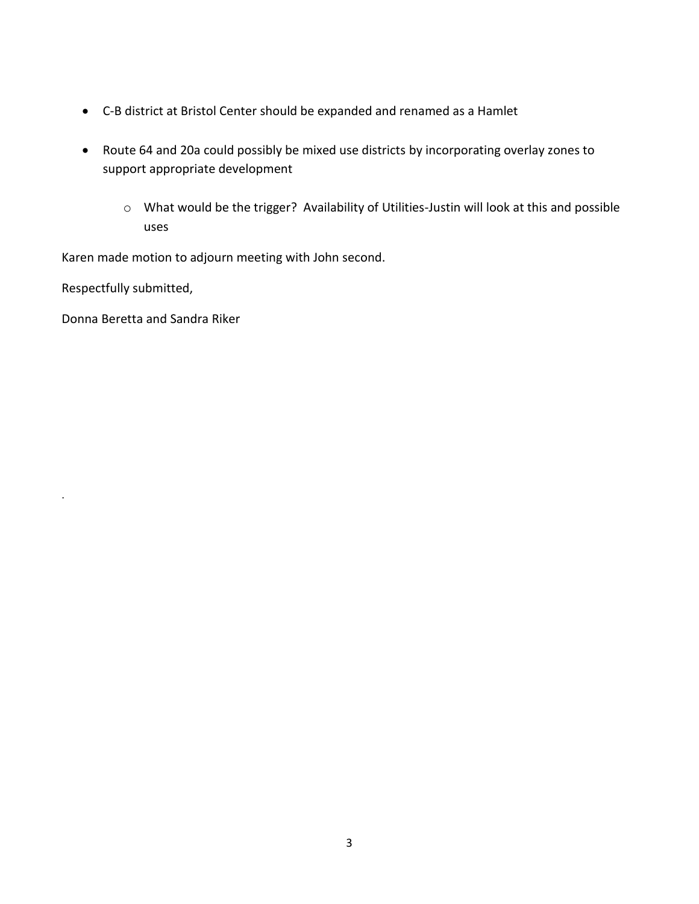- C-B district at Bristol Center should be expanded and renamed as a Hamlet
- Route 64 and 20a could possibly be mixed use districts by incorporating overlay zones to support appropriate development
  - What would be the trigger? Availability of Utilities-Justin will look at this and possible uses

Karen made motion to adjourn meeting with John second.

Respectfully submitted,

Donna Beretta and Sandra Riker